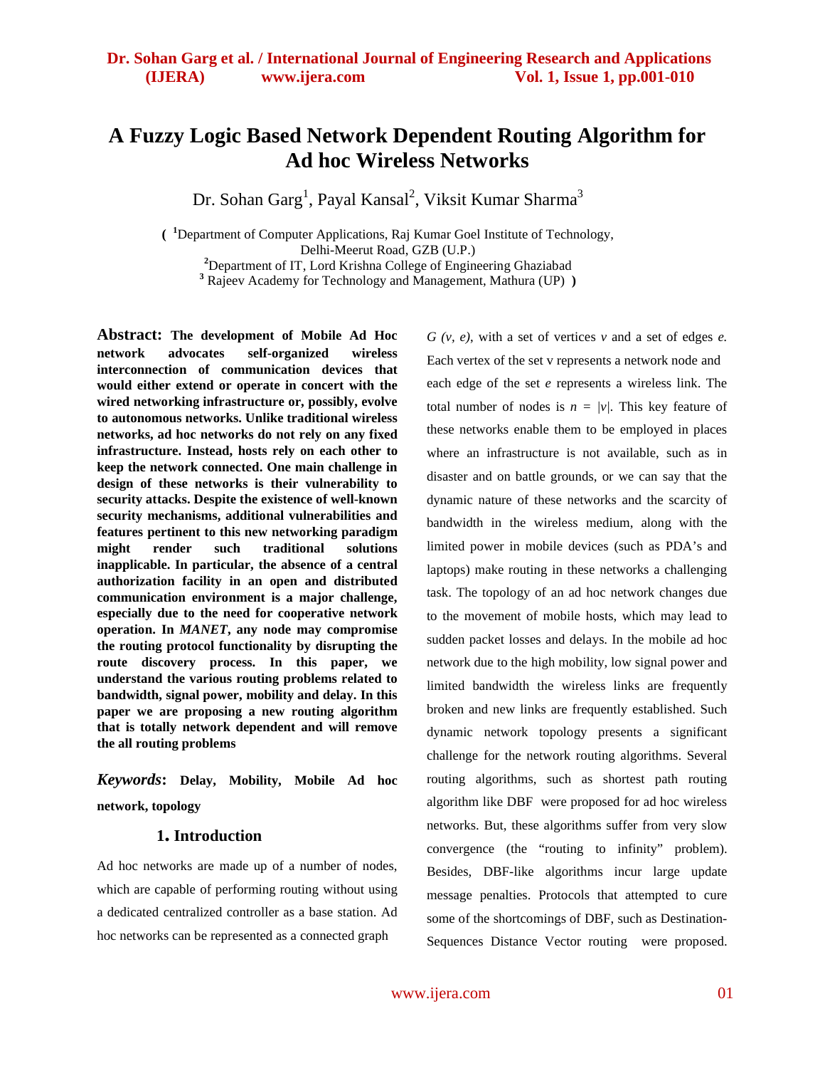# A Fuzzy Logic Based Network Dependent Routing Algorithm for Ad hoc Wireless Networks

Dr. Sohan Garg[1], Payal Kansal[2], Viksit Kumar Sharma[3]

( [1]Department of Computer Applications, Raj Kumar Goel Institute of Technology, Delhi-Meerut Road, GZB (U.P.)
[2]Department of IT, Lord Krishna College of Engineering Ghaziabad
[3] Rajeev Academy for Technology and Management, Mathura (UP) )

**Abstract: The development of Mobile Ad Hoc network advocates self-organized wireless interconnection of communication devices that would either extend or operate in concert with the wired networking infrastructure or, possibly, evolve to autonomous networks. Unlike traditional wireless networks, ad hoc networks do not rely on any fixed infrastructure. Instead, hosts rely on each other to keep the network connected. One main challenge in design of these networks is their vulnerability to security attacks. Despite the existence of well-known security mechanisms, additional vulnerabilities and features pertinent to this new networking paradigm might render such traditional solutions inapplicable. In particular, the absence of a central authorization facility in an open and distributed communication environment is a major challenge, especially due to the need for cooperative network operation. In *MANET*, any node may compromise the routing protocol functionality by disrupting the route discovery process. In this paper, we understand the various routing problems related to bandwidth, signal power, mobility and delay. In this paper we are proposing a new routing algorithm that is totally network dependent and will remove the all routing problems**

***Keywords*: Delay, Mobility, Mobile Ad hoc network, topology**

## 1. Introduction

Ad hoc networks are made up of a number of nodes, which are capable of performing routing without using a dedicated centralized controller as a base station. Ad hoc networks can be represented as a connected graph $G(v, e)$, with a set of vertices $v$ and a set of edges $e$. Each vertex of the set v represents a network node and each edge of the set $e$ represents a wireless link. The total number of nodes is $n = |v|$. This key feature of these networks enable them to be employed in places where an infrastructure is not available, such as in disaster and on battle grounds, or we can say that the dynamic nature of these networks and the scarcity of bandwidth in the wireless medium, along with the limited power in mobile devices (such as PDA's and laptops) make routing in these networks a challenging task. The topology of an ad hoc network changes due to the movement of mobile hosts, which may lead to sudden packet losses and delays. In the mobile ad hoc network due to the high mobility, low signal power and limited bandwidth the wireless links are frequently broken and new links are frequently established. Such dynamic network topology presents a significant challenge for the network routing algorithms. Several routing algorithms, such as shortest path routing algorithm like DBF were proposed for ad hoc wireless networks. But, these algorithms suffer from very slow convergence (the "routing to infinity" problem). Besides, DBF-like algorithms incur large update message penalties. Protocols that attempted to cure some of the shortcomings of DBF, such as Destination-Sequences Distance Vector routing were proposed.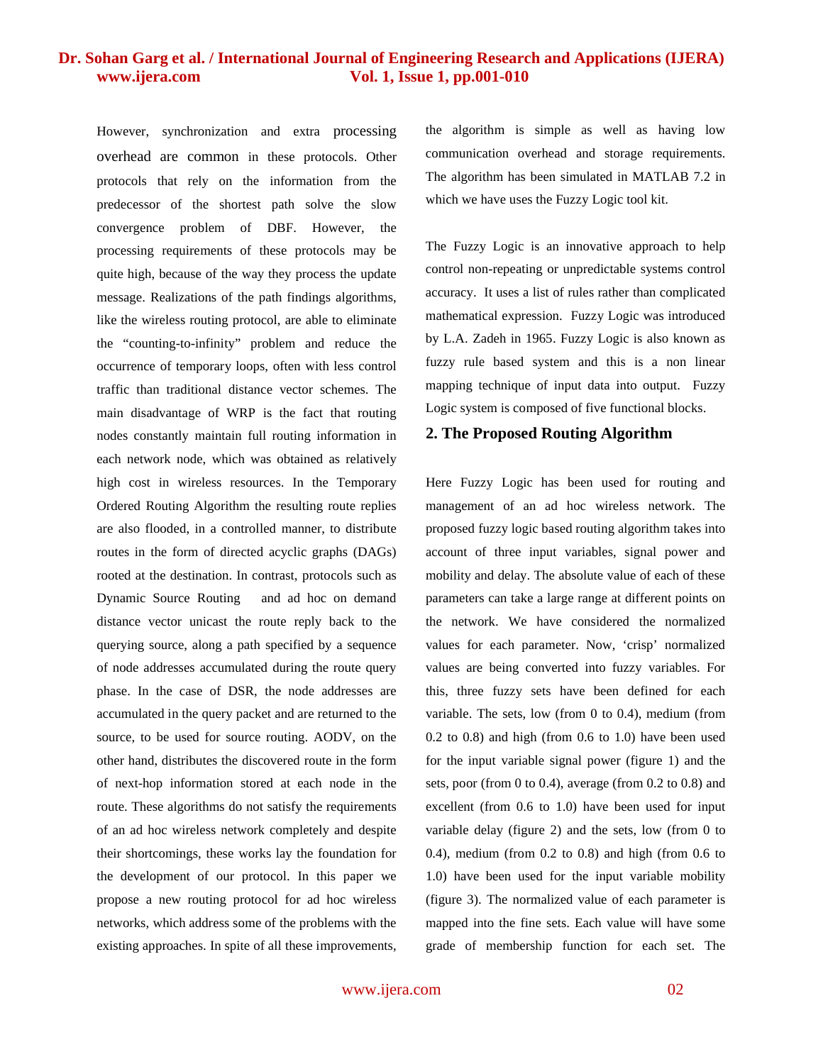However, synchronization and extra processing overhead are common in these protocols. Other protocols that rely on the information from the predecessor of the shortest path solve the slow convergence problem of DBF. However, the processing requirements of these protocols may be quite high, because of the way they process the update message. Realizations of the path findings algorithms, like the wireless routing protocol, are able to eliminate the "counting-to-infinity" problem and reduce the occurrence of temporary loops, often with less control traffic than traditional distance vector schemes. The main disadvantage of WRP is the fact that routing nodes constantly maintain full routing information in each network node, which was obtained as relatively high cost in wireless resources. In the Temporary Ordered Routing Algorithm the resulting route replies are also flooded, in a controlled manner, to distribute routes in the form of directed acyclic graphs (DAGs) rooted at the destination. In contrast, protocols such as Dynamic Source Routing and ad hoc on demand distance vector unicast the route reply back to the querying source, along a path specified by a sequence of node addresses accumulated during the route query phase. In the case of DSR, the node addresses are accumulated in the query packet and are returned to the source, to be used for source routing. AODV, on the other hand, distributes the discovered route in the form of next-hop information stored at each node in the route. These algorithms do not satisfy the requirements of an ad hoc wireless network completely and despite their shortcomings, these works lay the foundation for the development of our protocol. In this paper we propose a new routing protocol for ad hoc wireless networks, which address some of the problems with the existing approaches. In spite of all these improvements, the algorithm is simple as well as having low communication overhead and storage requirements. The algorithm has been simulated in MATLAB 7.2 in which we have uses the Fuzzy Logic tool kit.

The Fuzzy Logic is an innovative approach to help control non-repeating or unpredictable systems control accuracy. It uses a list of rules rather than complicated mathematical expression. Fuzzy Logic was introduced by L.A. Zadeh in 1965. Fuzzy Logic is also known as fuzzy rule based system and this is a non linear mapping technique of input data into output. Fuzzy Logic system is composed of five functional blocks.

## 2. The Proposed Routing Algorithm

Here Fuzzy Logic has been used for routing and management of an ad hoc wireless network. The proposed fuzzy logic based routing algorithm takes into account of three input variables, signal power and mobility and delay. The absolute value of each of these parameters can take a large range at different points on the network. We have considered the normalized values for each parameter. Now, 'crisp' normalized values are being converted into fuzzy variables. For this, three fuzzy sets have been defined for each variable. The sets, low (from 0 to 0.4), medium (from 0.2 to 0.8) and high (from 0.6 to 1.0) have been used for the input variable signal power (figure 1) and the sets, poor (from 0 to 0.4), average (from 0.2 to 0.8) and excellent (from 0.6 to 1.0) have been used for input variable delay (figure 2) and the sets, low (from 0 to 0.4), medium (from 0.2 to 0.8) and high (from 0.6 to 1.0) have been used for the input variable mobility (figure 3). The normalized value of each parameter is mapped into the fine sets. Each value will have some grade of membership function for each set. The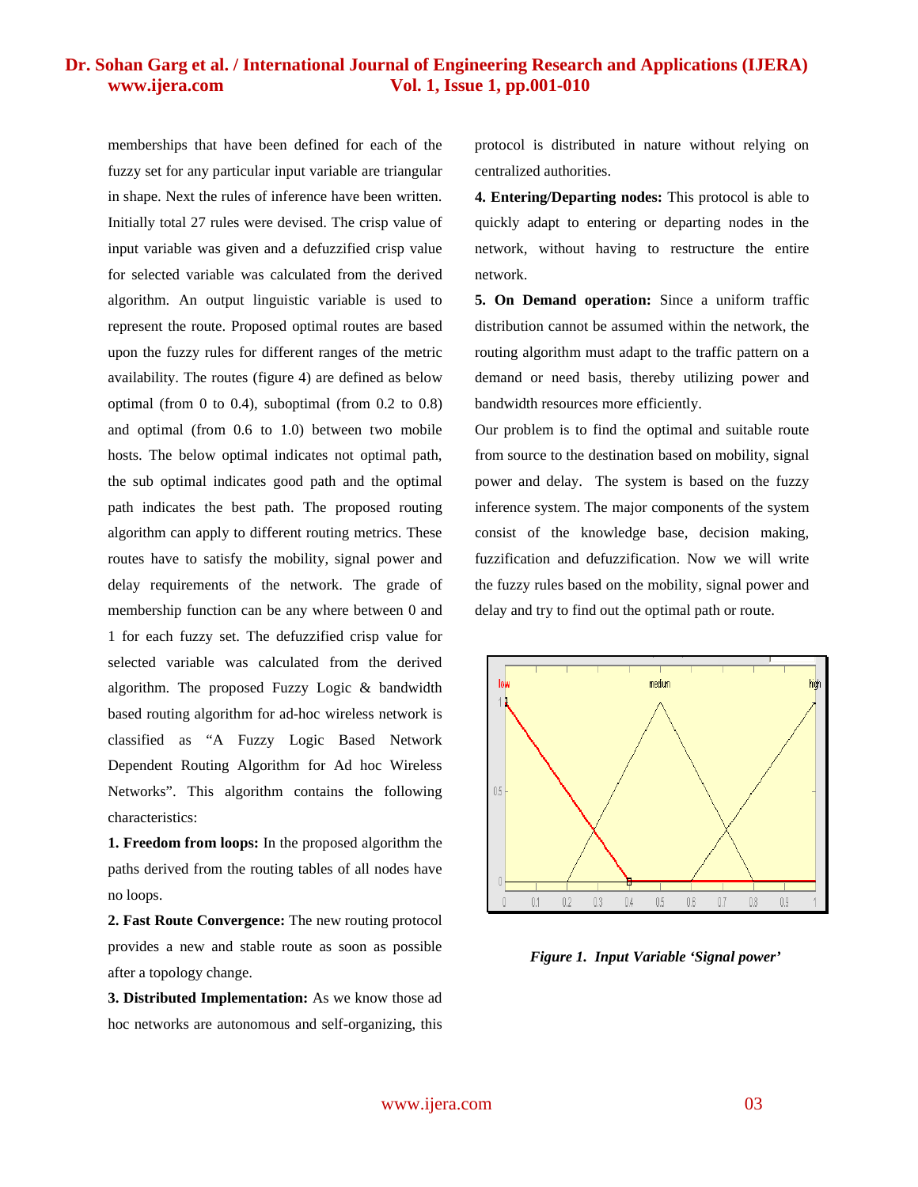memberships that have been defined for each of the fuzzy set for any particular input variable are triangular in shape. Next the rules of inference have been written. Initially total 27 rules were devised. The crisp value of input variable was given and a defuzzified crisp value for selected variable was calculated from the derived algorithm. An output linguistic variable is used to represent the route. Proposed optimal routes are based upon the fuzzy rules for different ranges of the metric availability. The routes (figure 4) are defined as below optimal (from 0 to 0.4), suboptimal (from 0.2 to 0.8) and optimal (from 0.6 to 1.0) between two mobile hosts. The below optimal indicates not optimal path, the sub optimal indicates good path and the optimal path indicates the best path. The proposed routing algorithm can apply to different routing metrics. These routes have to satisfy the mobility, signal power and delay requirements of the network. The grade of membership function can be any where between 0 and 1 for each fuzzy set. The defuzzified crisp value for selected variable was calculated from the derived algorithm. The proposed Fuzzy Logic & bandwidth based routing algorithm for ad-hoc wireless network is classified as "A Fuzzy Logic Based Network Dependent Routing Algorithm for Ad hoc Wireless Networks". This algorithm contains the following characteristics:

**1. Freedom from loops:** In the proposed algorithm the paths derived from the routing tables of all nodes have no loops.

**2. Fast Route Convergence:** The new routing protocol provides a new and stable route as soon as possible after a topology change.

**3. Distributed Implementation:** As we know those ad hoc networks are autonomous and self-organizing, this protocol is distributed in nature without relying on centralized authorities.

**4. Entering/Departing nodes:** This protocol is able to quickly adapt to entering or departing nodes in the network, without having to restructure the entire network.

**5. On Demand operation:** Since a uniform traffic distribution cannot be assumed within the network, the routing algorithm must adapt to the traffic pattern on a demand or need basis, thereby utilizing power and bandwidth resources more efficiently.

Our problem is to find the optimal and suitable route from source to the destination based on mobility, signal power and delay. The system is based on the fuzzy inference system. The major components of the system consist of the knowledge base, decision making, fuzzification and defuzzification. Now we will write the fuzzy rules based on the mobility, signal power and delay and try to find out the optimal path or route.

*Figure 1. Input Variable 'Signal power'*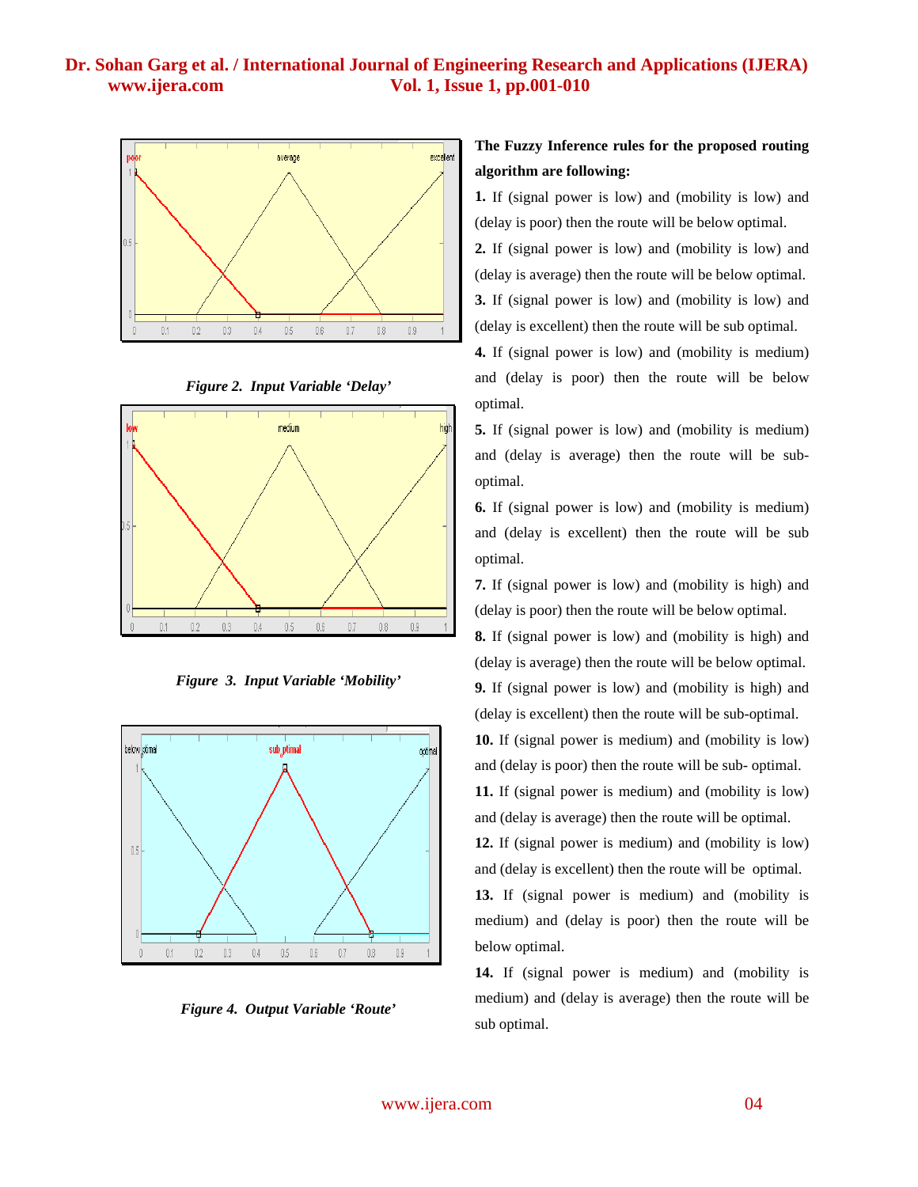Figure 2. *Input Variable 'Delay'*

Figure 3. *Input Variable 'Mobility'*

Figure 4. *Output Variable 'Route'*

**The Fuzzy Inference rules for the proposed routing algorithm are following:**

**1.** If (signal power is low) and (mobility is low) and (delay is poor) then the route will be below optimal.

**2.** If (signal power is low) and (mobility is low) and (delay is average) then the route will be below optimal.

**3.** If (signal power is low) and (mobility is low) and (delay is excellent) then the route will be sub optimal.

**4.** If (signal power is low) and (mobility is medium) and (delay is poor) then the route will be below optimal.

**5.** If (signal power is low) and (mobility is medium) and (delay is average) then the route will be sub-optimal.

**6.** If (signal power is low) and (mobility is medium) and (delay is excellent) then the route will be sub optimal.

**7.** If (signal power is low) and (mobility is high) and (delay is poor) then the route will be below optimal.

**8.** If (signal power is low) and (mobility is high) and (delay is average) then the route will be below optimal.

**9.** If (signal power is low) and (mobility is high) and (delay is excellent) then the route will be sub-optimal.

**10.** If (signal power is medium) and (mobility is low) and (delay is poor) then the route will be sub- optimal.

**11.** If (signal power is medium) and (mobility is low) and (delay is average) then the route will be optimal.

**12.** If (signal power is medium) and (mobility is low) and (delay is excellent) then the route will be optimal.

**13.** If (signal power is medium) and (mobility is medium) and (delay is poor) then the route will be below optimal.

**14.** If (signal power is medium) and (mobility is medium) and (delay is average) then the route will be sub optimal.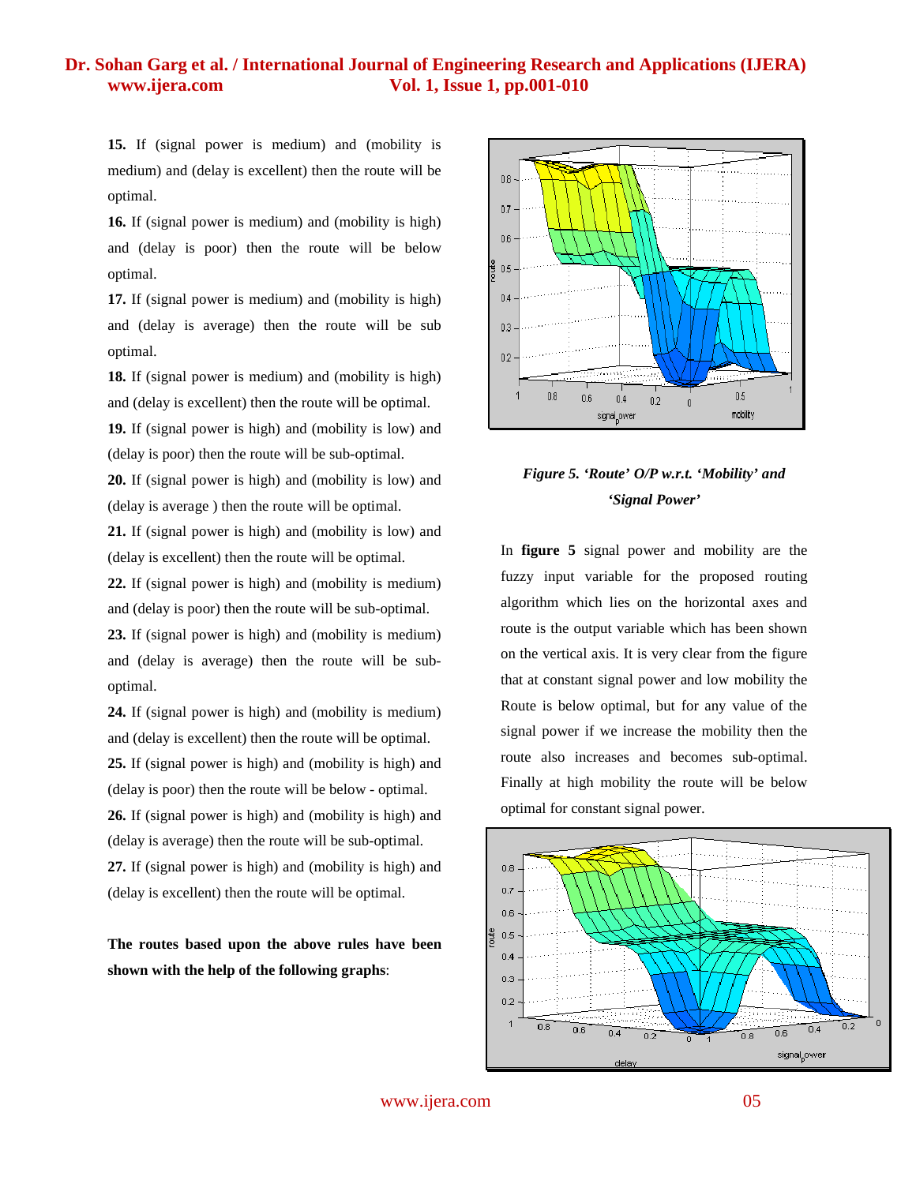**15.** If (signal power is medium) and (mobility is medium) and (delay is excellent) then the route will be optimal.

**16.** If (signal power is medium) and (mobility is high) and (delay is poor) then the route will be below optimal.

**17.** If (signal power is medium) and (mobility is high) and (delay is average) then the route will be sub optimal.

**18.** If (signal power is medium) and (mobility is high) and (delay is excellent) then the route will be optimal.

**19.** If (signal power is high) and (mobility is low) and (delay is poor) then the route will be sub-optimal.

**20.** If (signal power is high) and (mobility is low) and (delay is average ) then the route will be optimal.

**21.** If (signal power is high) and (mobility is low) and (delay is excellent) then the route will be optimal.

**22.** If (signal power is high) and (mobility is medium) and (delay is poor) then the route will be sub-optimal.

**23.** If (signal power is high) and (mobility is medium) and (delay is average) then the route will be sub-optimal.

**24.** If (signal power is high) and (mobility is medium) and (delay is excellent) then the route will be optimal.

**25.** If (signal power is high) and (mobility is high) and (delay is poor) then the route will be below - optimal.

**26.** If (signal power is high) and (mobility is high) and (delay is average) then the route will be sub-optimal.

**27.** If (signal power is high) and (mobility is high) and (delay is excellent) then the route will be optimal.

**The routes based upon the above rules have been shown with the help of the following graphs**:

*Figure 5. 'Route' O/P w.r.t. 'Mobility' and 'Signal Power'*

In **figure 5** signal power and mobility are the fuzzy input variable for the proposed routing algorithm which lies on the horizontal axes and route is the output variable which has been shown on the vertical axis. It is very clear from the figure that at constant signal power and low mobility the Route is below optimal, but for any value of the signal power if we increase the mobility then the route also increases and becomes sub-optimal. Finally at high mobility the route will be below optimal for constant signal power.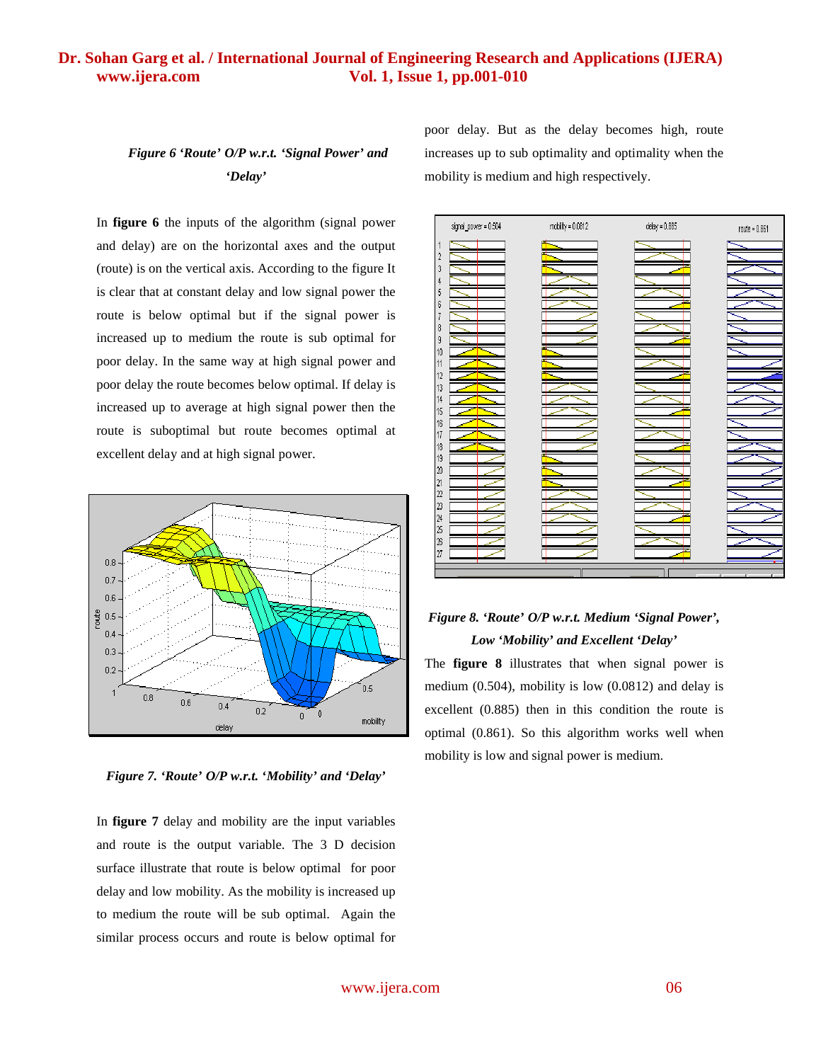*Figure 6 'Route' O/P w.r.t. 'Signal Power' and 'Delay'*

In **figure 6** the inputs of the algorithm (signal power and delay) are on the horizontal axes and the output (route) is on the vertical axis. According to the figure It is clear that at constant delay and low signal power the route is below optimal but if the signal power is increased up to medium the route is sub optimal for poor delay. In the same way at high signal power and poor delay the route becomes below optimal. If delay is increased up to average at high signal power then the route is suboptimal but route becomes optimal at excellent delay and at high signal power.

*Figure 7. 'Route' O/P w.r.t. 'Mobility' and 'Delay'*

In **figure 7** delay and mobility are the input variables and route is the output variable. The 3 D decision surface illustrate that route is below optimal for poor delay and low mobility. As the mobility is increased up to medium the route will be sub optimal. Again the similar process occurs and route is below optimal for poor delay. But as the delay becomes high, route increases up to sub optimality and optimality when the mobility is medium and high respectively.

*Figure 8. 'Route' O/P w.r.t. Medium 'Signal Power', Low 'Mobility' and Excellent 'Delay'*

The **figure 8** illustrates that when signal power is medium (0.504), mobility is low (0.0812) and delay is excellent (0.885) then in this condition the route is optimal (0.861). So this algorithm works well when mobility is low and signal power is medium.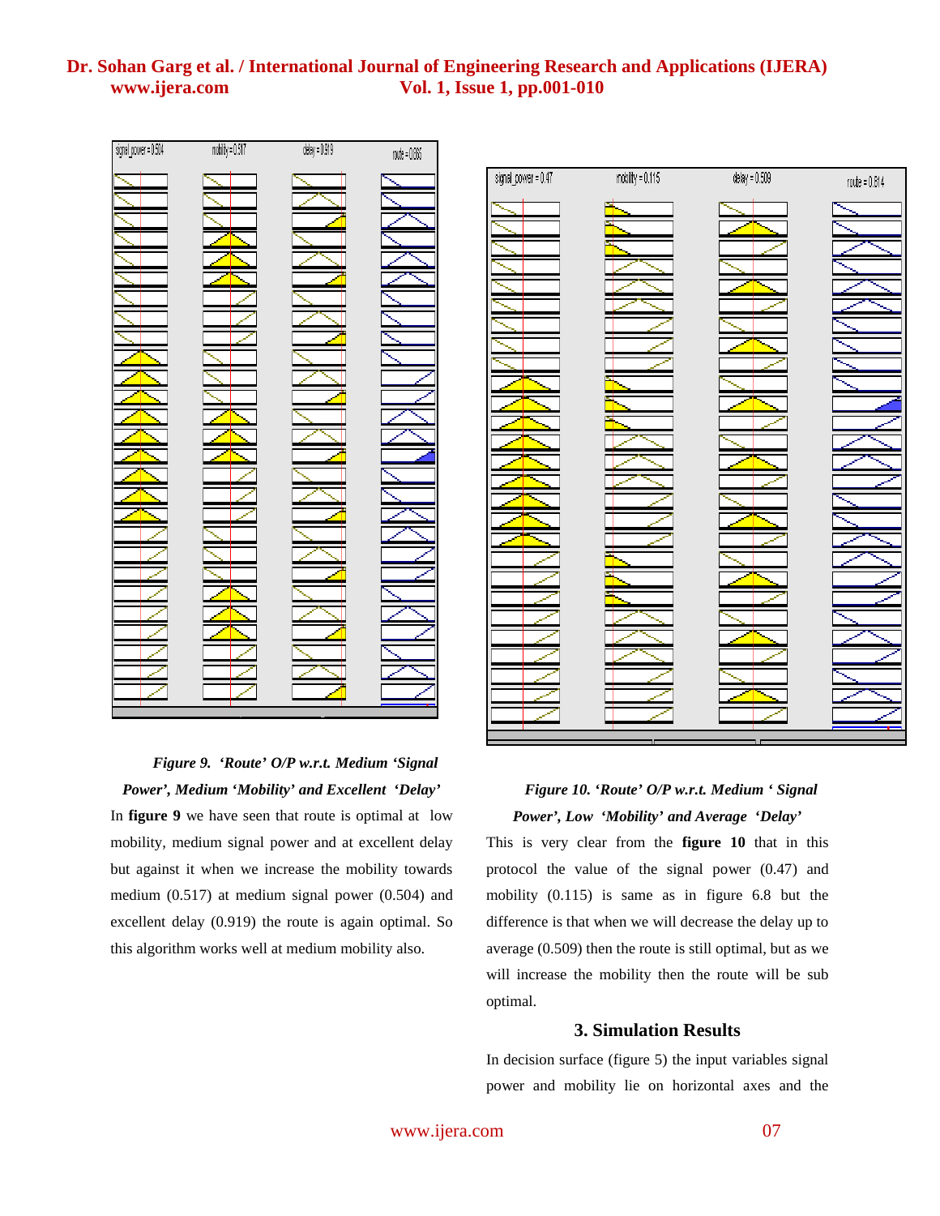*Figure 9. 'Route' O/P w.r.t. Medium 'Signal Power', Medium 'Mobility' and Excellent 'Delay'*

In **figure 9** we have seen that route is optimal at low mobility, medium signal power and at excellent delay but against it when we increase the mobility towards medium (0.517) at medium signal power (0.504) and excellent delay (0.919) the route is again optimal. So this algorithm works well at medium mobility also.

*Figure 10. 'Route' O/P w.r.t. Medium ' Signal Power', Low 'Mobility' and Average 'Delay'*

This is very clear from the **figure 10** that in this protocol the value of the signal power (0.47) and mobility (0.115) is same as in figure 6.8 but the difference is that when we will decrease the delay up to average (0.509) then the route is still optimal, but as we will increase the mobility then the route will be sub optimal.

## 3. Simulation Results

In decision surface (figure 5) the input variables signal power and mobility lie on horizontal axes and the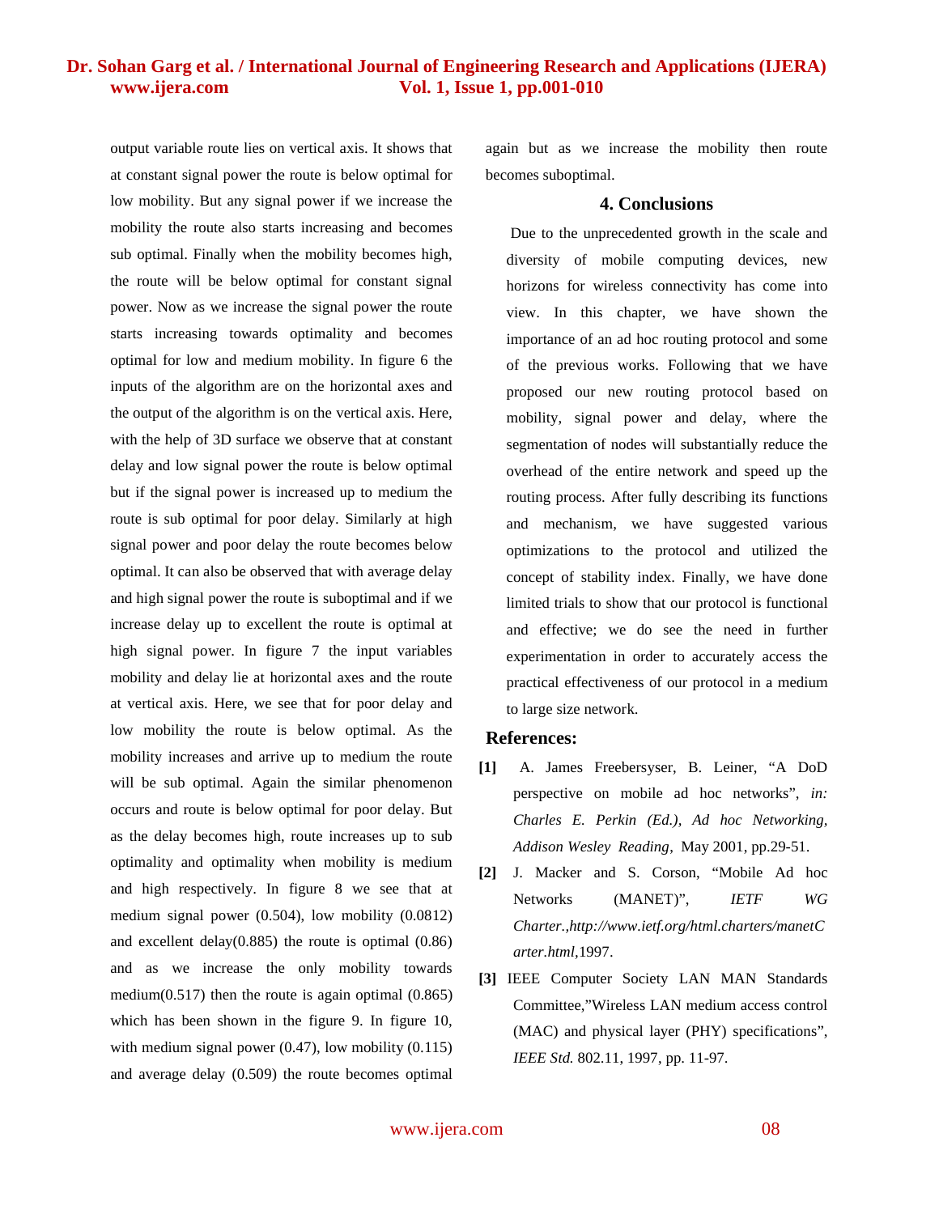output variable route lies on vertical axis. It shows that at constant signal power the route is below optimal for low mobility. But any signal power if we increase the mobility the route also starts increasing and becomes sub optimal. Finally when the mobility becomes high, the route will be below optimal for constant signal power. Now as we increase the signal power the route starts increasing towards optimality and becomes optimal for low and medium mobility. In figure 6 the inputs of the algorithm are on the horizontal axes and the output of the algorithm is on the vertical axis. Here, with the help of 3D surface we observe that at constant delay and low signal power the route is below optimal but if the signal power is increased up to medium the route is sub optimal for poor delay. Similarly at high signal power and poor delay the route becomes below optimal. It can also be observed that with average delay and high signal power the route is suboptimal and if we increase delay up to excellent the route is optimal at high signal power. In figure 7 the input variables mobility and delay lie at horizontal axes and the route at vertical axis. Here, we see that for poor delay and low mobility the route is below optimal. As the mobility increases and arrive up to medium the route will be sub optimal. Again the similar phenomenon occurs and route is below optimal for poor delay. But as the delay becomes high, route increases up to sub optimality and optimality when mobility is medium and high respectively. In figure 8 we see that at medium signal power (0.504), low mobility (0.0812) and excellent delay(0.885) the route is optimal (0.86) and as we increase the only mobility towards medium(0.517) then the route is again optimal (0.865) which has been shown in the figure 9. In figure 10, with medium signal power (0.47), low mobility (0.115) and average delay (0.509) the route becomes optimal again but as we increase the mobility then route becomes suboptimal.

## 4. Conclusions

Due to the unprecedented growth in the scale and diversity of mobile computing devices, new horizons for wireless connectivity has come into view. In this chapter, we have shown the importance of an ad hoc routing protocol and some of the previous works. Following that we have proposed our new routing protocol based on mobility, signal power and delay, where the segmentation of nodes will substantially reduce the overhead of the entire network and speed up the routing process. After fully describing its functions and mechanism, we have suggested various optimizations to the protocol and utilized the concept of stability index. Finally, we have done limited trials to show that our protocol is functional and effective; we do see the need in further experimentation in order to accurately access the practical effectiveness of our protocol in a medium to large size network.

## References:

**[1]** A. James Freebersyser, B. Leiner, "A DoD perspective on mobile ad hoc networks", *in: Charles E. Perkin (Ed.), Ad hoc Networking, Addison Wesley Reading*, May 2001, pp.29-51.

**[2]** J. Macker and S. Corson, "Mobile Ad hoc Networks (MANET)", *IETF WG Charter.,http://www.ietf.org/html.charters/manetCarter.html*,1997.

**[3]** IEEE Computer Society LAN MAN Standards Committee,"Wireless LAN medium access control (MAC) and physical layer (PHY) specifications", *IEEE Std.* 802.11, 1997, pp. 11-97.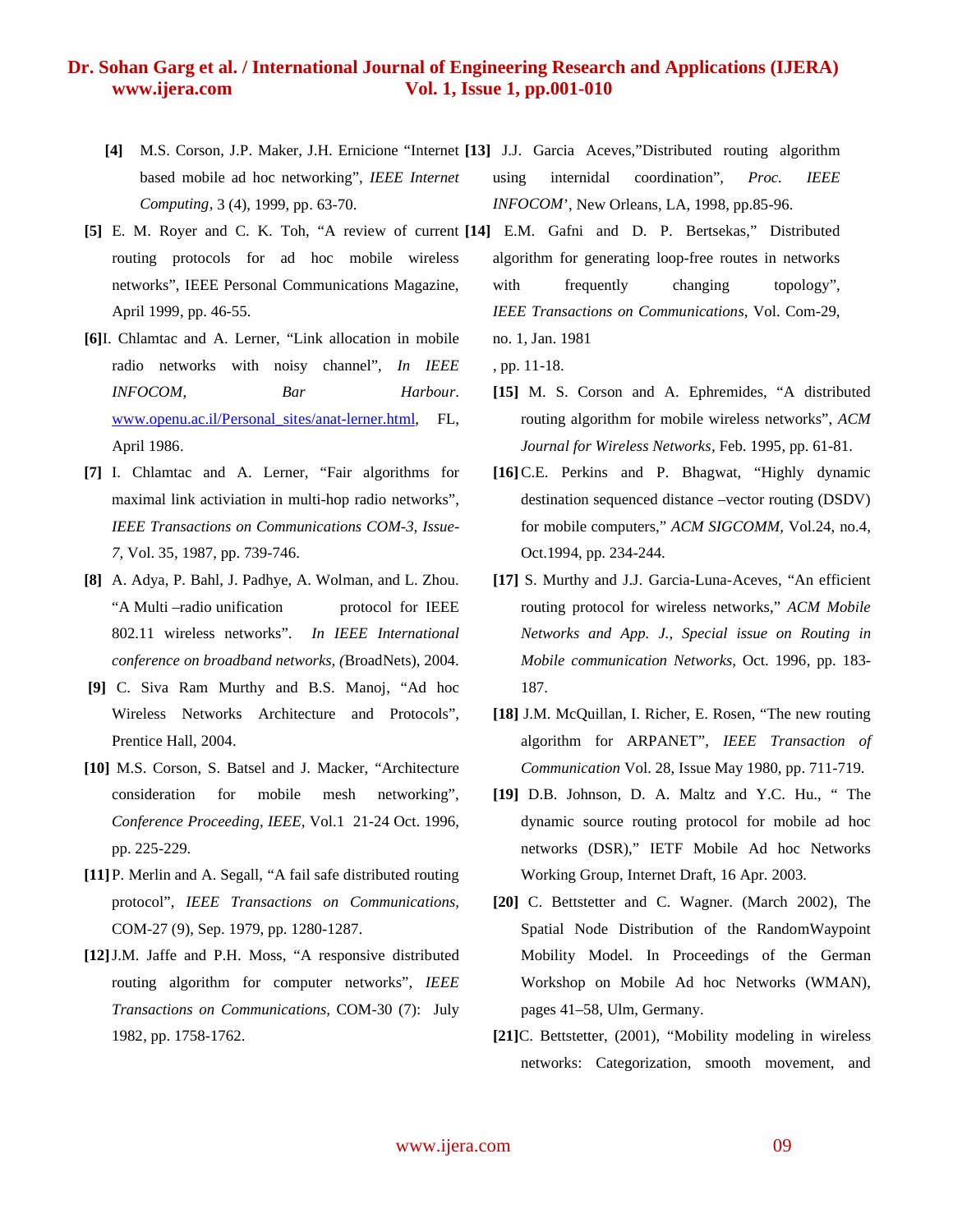**[4]** M.S. Corson, J.P. Maker, J.H. Ernicione "Internet based mobile ad hoc networking", *IEEE Internet Computing,* 3 (4), 1999, pp. 63-70.

**[5]** E. M. Royer and C. K. Toh, "A review of current routing protocols for ad hoc mobile wireless networks", IEEE Personal Communications Magazine, April 1999, pp. 46-55.

**[6]** I. Chlamtac and A. Lerner, "Link allocation in mobile radio networks with noisy channel", *In IEEE INFOCOM, Bar Harbour*. www.openu.ac.il/Personal_sites/anat-lerner.html, FL, April 1986.

**[7]** I. Chlamtac and A. Lerner, "Fair algorithms for maximal link activiation in multi-hop radio networks", *IEEE Transactions on Communications COM-3, Issue-7,* Vol. 35, 1987, pp. 739-746.

**[8]** A. Adya, P. Bahl, J. Padhye, A. Wolman, and L. Zhou. "A Multi –radio unification protocol for IEEE 802.11 wireless networks". *In IEEE International conference on broadband networks, (*BroadNets), 2004.

**[9]** C. Siva Ram Murthy and B.S. Manoj, "Ad hoc Wireless Networks Architecture and Protocols", Prentice Hall, 2004.

**[10]** M.S. Corson, S. Batsel and J. Macker, "Architecture consideration for mobile mesh networking", *Conference Proceeding, IEEE,* Vol.1 21-24 Oct. 1996, pp. 225-229.

**[11]** P. Merlin and A. Segall, "A fail safe distributed routing protocol", *IEEE Transactions on Communications,* COM-27 (9), Sep. 1979, pp. 1280-1287.

**[12]** J.M. Jaffe and P.H. Moss, "A responsive distributed routing algorithm for computer networks", *IEEE Transactions on Communications,* COM-30 (7): July 1982, pp. 1758-1762.

**[13]** J.J. Garcia Aceves,"Distributed routing algorithm using internidal coordination", *Proc. IEEE INFOCOM'*, New Orleans, LA, 1998, pp.85-96.

**[14]** E.M. Gafni and D. P. Bertsekas," Distributed algorithm for generating loop-free routes in networks with frequently changing topology", *IEEE Transactions on Communications,* Vol. Com-29, no. 1, Jan. 1981

, pp. 11-18.

**[15]** M. S. Corson and A. Ephremides, "A distributed routing algorithm for mobile wireless networks", *ACM Journal for Wireless Networks,* Feb. 1995, pp. 61-81.

**[16]** C.E. Perkins and P. Bhagwat, "Highly dynamic destination sequenced distance –vector routing (DSDV) for mobile computers," *ACM SIGCOMM,* Vol.24, no.4, Oct.1994, pp. 234-244.

**[17]** S. Murthy and J.J. Garcia-Luna-Aceves, "An efficient routing protocol for wireless networks," *ACM Mobile Networks and App. J., Special issue on Routing in Mobile communication Networks,* Oct. 1996, pp. 183-187.

**[18]** J.M. McQuillan, I. Richer, E. Rosen, "The new routing algorithm for ARPANET", *IEEE Transaction of Communication* Vol. 28, Issue May 1980, pp. 711-719.

**[19]** D.B. Johnson, D. A. Maltz and Y.C. Hu., " The dynamic source routing protocol for mobile ad hoc networks (DSR)," IETF Mobile Ad hoc Networks Working Group, Internet Draft, 16 Apr. 2003.

**[20]** C. Bettstetter and C. Wagner. (March 2002), The Spatial Node Distribution of the RandomWaypoint Mobility Model. In Proceedings of the German Workshop on Mobile Ad hoc Networks (WMAN), pages 41–58, Ulm, Germany.

**[21]** C. Bettstetter, (2001), "Mobility modeling in wireless networks: Categorization, smooth movement, and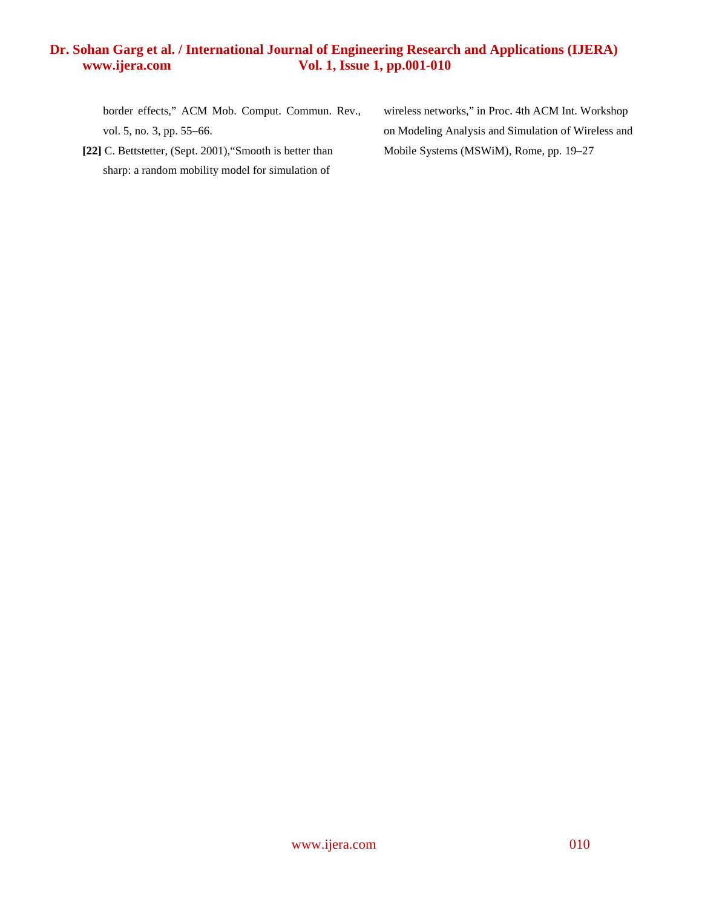border effects," ACM Mob. Comput. Commun. Rev., vol. 5, no. 3, pp. 55–66.

**[22]** C. Bettstetter, (Sept. 2001),"Smooth is better than sharp: a random mobility model for simulation of wireless networks," in Proc. 4th ACM Int. Workshop on Modeling Analysis and Simulation of Wireless and Mobile Systems (MSWiM), Rome, pp. 19–27